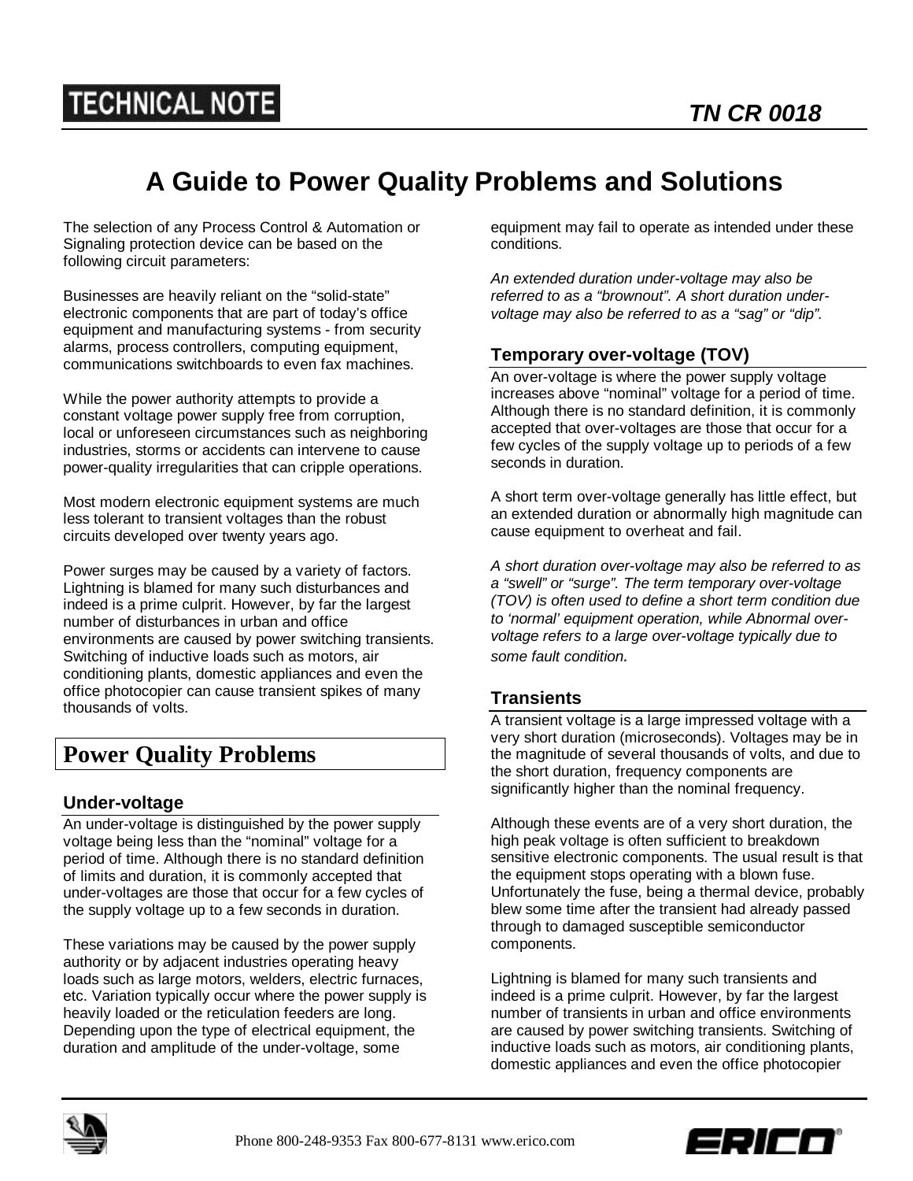TECHNICAL NOTE

TN CR 0018

# A Guide to Power Quality Problems and Solutions

The selection of any Process Control & Automation or Signaling protection device can be based on the following circuit parameters:

Businesses are heavily reliant on the "solid-state" electronic components that are part of today's office equipment and manufacturing systems - from security alarms, process controllers, computing equipment, communications switchboards to even fax machines.

While the power authority attempts to provide a constant voltage power supply free from corruption, local or unforeseen circumstances such as neighboring industries, storms or accidents can intervene to cause power-quality irregularities that can cripple operations.

Most modern electronic equipment systems are much less tolerant to transient voltages than the robust circuits developed over twenty years ago.

Power surges may be caused by a variety of factors. Lightning is blamed for many such disturbances and indeed is a prime culprit. However, by far the largest number of disturbances in urban and office environments are caused by power switching transients. Switching of inductive loads such as motors, air conditioning plants, domestic appliances and even the office photocopier can cause transient spikes of many thousands of volts.

## Power Quality Problems

### Under-voltage

An under-voltage is distinguished by the power supply voltage being less than the "nominal" voltage for a period of time. Although there is no standard definition of limits and duration, it is commonly accepted that under-voltages are those that occur for a few cycles of the supply voltage up to a few seconds in duration.

These variations may be caused by the power supply authority or by adjacent industries operating heavy loads such as large motors, welders, electric furnaces, etc. Variation typically occur where the power supply is heavily loaded or the reticulation feeders are long. Depending upon the type of electrical equipment, the duration and amplitude of the under-voltage, some equipment may fail to operate as intended under these conditions.

*An extended duration under-voltage may also be referred to as a "brownout". A short duration under-voltage may also be referred to as a "sag" or "dip".*

### Temporary over-voltage (TOV)

An over-voltage is where the power supply voltage increases above "nominal" voltage for a period of time. Although there is no standard definition, it is commonly accepted that over-voltages are those that occur for a few cycles of the supply voltage up to periods of a few seconds in duration.

A short term over-voltage generally has little effect, but an extended duration or abnormally high magnitude can cause equipment to overheat and fail.

*A short duration over-voltage may also be referred to as a "swell" or "surge". The term temporary over-voltage (TOV) is often used to define a short term condition due to 'normal' equipment operation, while Abnormal over-voltage refers to a large over-voltage typically due to some fault condition.*

### Transients

A transient voltage is a large impressed voltage with a very short duration (microseconds). Voltages may be in the magnitude of several thousands of volts, and due to the short duration, frequency components are significantly higher than the nominal frequency.

Although these events are of a very short duration, the high peak voltage is often sufficient to breakdown sensitive electronic components. The usual result is that the equipment stops operating with a blown fuse. Unfortunately the fuse, being a thermal device, probably blew some time after the transient had already passed through to damaged susceptible semiconductor components.

Lightning is blamed for many such transients and indeed is a prime culprit. However, by far the largest number of transients in urban and office environments are caused by power switching transients. Switching of inductive loads such as motors, air conditioning plants, domestic appliances and even the office photocopier

Phone 800-248-9353 Fax 800-677-8131 www.erico.com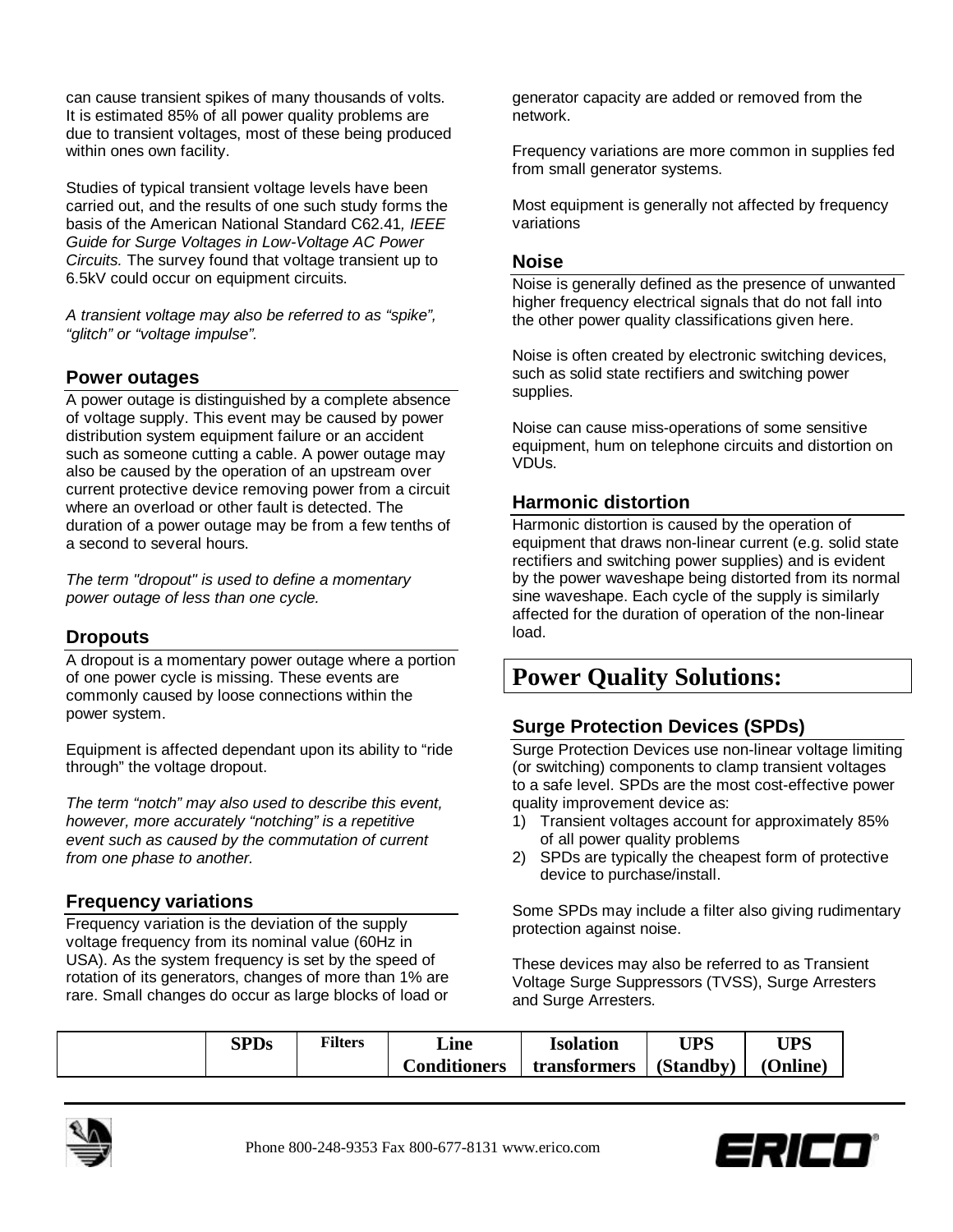can cause transient spikes of many thousands of volts. It is estimated 85% of all power quality problems are due to transient voltages, most of these being produced within ones own facility.

Studies of typical transient voltage levels have been carried out, and the results of one such study forms the basis of the American National Standard C62.41, *IEEE Guide for Surge Voltages in Low-Voltage AC Power Circuits.* The survey found that voltage transient up to 6.5kV could occur on equipment circuits.

*A transient voltage may also be referred to as "spike", "glitch" or "voltage impulse".*

### Power outages

A power outage is distinguished by a complete absence of voltage supply. This event may be caused by power distribution system equipment failure or an accident such as someone cutting a cable. A power outage may also be caused by the operation of an upstream over current protective device removing power from a circuit where an overload or other fault is detected. The duration of a power outage may be from a few tenths of a second to several hours.

*The term "dropout" is used to define a momentary power outage of less than one cycle.*

### Dropouts

A dropout is a momentary power outage where a portion of one power cycle is missing. These events are commonly caused by loose connections within the power system.

Equipment is affected dependant upon its ability to "ride through" the voltage dropout.

*The term "notch" may also used to describe this event, however, more accurately "notching" is a repetitive event such as caused by the commutation of current from one phase to another.*

### Frequency variations

Frequency variation is the deviation of the supply voltage frequency from its nominal value (60Hz in USA). As the system frequency is set by the speed of rotation of its generators, changes of more than 1% are rare. Small changes do occur as large blocks of load or generator capacity are added or removed from the network.

Frequency variations are more common in supplies fed from small generator systems.

Most equipment is generally not affected by frequency variations

### Noise

Noise is generally defined as the presence of unwanted higher frequency electrical signals that do not fall into the other power quality classifications given here.

Noise is often created by electronic switching devices, such as solid state rectifiers and switching power supplies.

Noise can cause miss-operations of some sensitive equipment, hum on telephone circuits and distortion on VDUs.

### Harmonic distortion

Harmonic distortion is caused by the operation of equipment that draws non-linear current (e.g. solid state rectifiers and switching power supplies) and is evident by the power waveshape being distorted from its normal sine waveshape. Each cycle of the supply is similarly affected for the duration of operation of the non-linear load.

## Power Quality Solutions:

### Surge Protection Devices (SPDs)

Surge Protection Devices use non-linear voltage limiting (or switching) components to clamp transient voltages to a safe level. SPDs are the most cost-effective power quality improvement device as:

1) Transient voltages account for approximately 85% of all power quality problems
2) SPDs are typically the cheapest form of protective device to purchase/install.

Some SPDs may include a filter also giving rudimentary protection against noise.

These devices may also be referred to as Transient Voltage Surge Suppressors (TVSS), Surge Arresters and Surge Arresters.

| | SPDs | Filters | Line Conditioners | Isolation transformers | UPS (Standby) | UPS (Online) |
|---|---|---|---|---|---|---|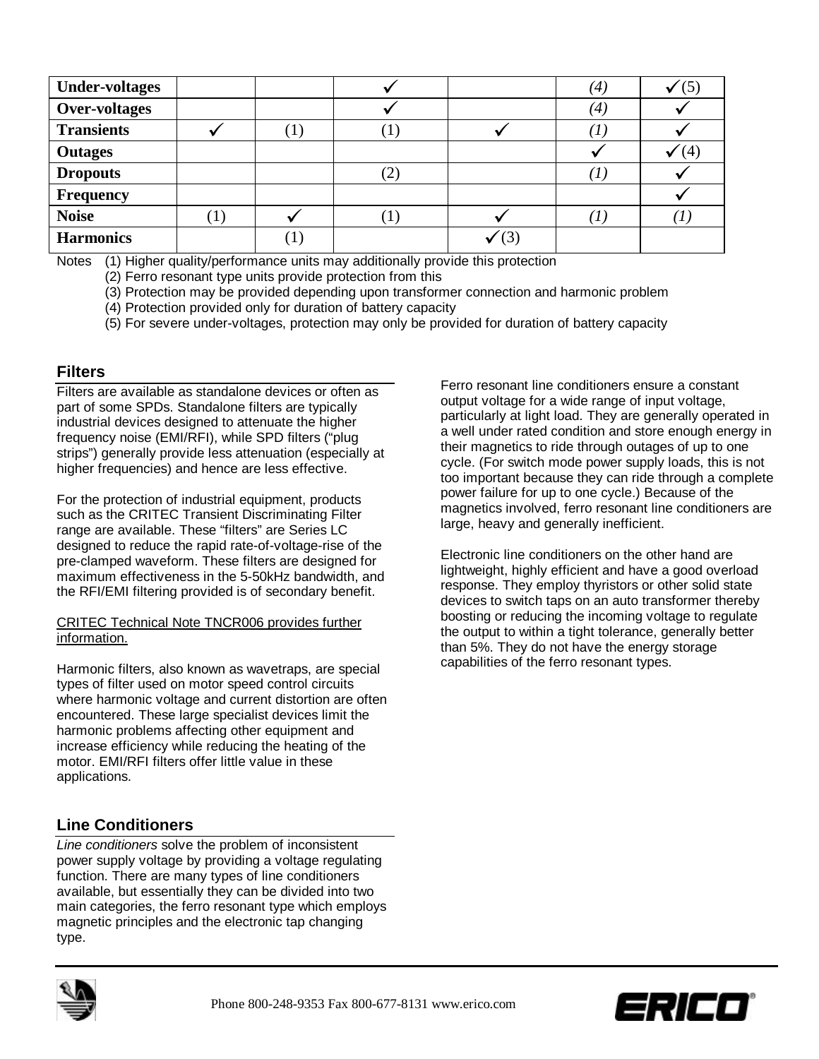| | | | | | | |
|---|---|---|---|---|---|---|
| **Under-voltages** | | | ✓ | | *(4)* | ✓(5) |
| **Over-voltages** | | | ✓ | | *(4)* | ✓ |
| **Transients** | ✓ | (1) | (1) | ✓ | *(1)* | ✓ |
| **Outages** | | | | | ✓ | ✓(4) |
| **Dropouts** | | | (2) | | *(1)* | ✓ |
| **Frequency** | | | | | | ✓ |
| **Noise** | (1) | ✓ | (1) | ✓ | *(1)* | *(1)* |
| **Harmonics** | | (1) | | ✓(3) | | |

Notes (1) Higher quality/performance units may additionally provide this protection
(2) Ferro resonant type units provide protection from this
(3) Protection may be provided depending upon transformer connection and harmonic problem
(4) Protection provided only for duration of battery capacity
(5) For severe under-voltages, protection may only be provided for duration of battery capacity

## Filters

Filters are available as standalone devices or often as part of some SPDs. Standalone filters are typically industrial devices designed to attenuate the higher frequency noise (EMI/RFI), while SPD filters ("plug strips") generally provide less attenuation (especially at higher frequencies) and hence are less effective.

For the protection of industrial equipment, products such as the CRITEC Transient Discriminating Filter range are available. These "filters" are Series LC designed to reduce the rapid rate-of-voltage-rise of the pre-clamped waveform. These filters are designed for maximum effectiveness in the 5-50kHz bandwidth, and the RFI/EMI filtering provided is of secondary benefit.

CRITEC Technical Note TNCR006 provides further information.

Harmonic filters, also known as wavetraps, are special types of filter used on motor speed control circuits where harmonic voltage and current distortion are often encountered. These large specialist devices limit the harmonic problems affecting other equipment and increase efficiency while reducing the heating of the motor. EMI/RFI filters offer little value in these applications.

## Line Conditioners

*Line conditioners* solve the problem of inconsistent power supply voltage by providing a voltage regulating function. There are many types of line conditioners available, but essentially they can be divided into two main categories, the ferro resonant type which employs magnetic principles and the electronic tap changing type.

Ferro resonant line conditioners ensure a constant output voltage for a wide range of input voltage, particularly at light load. They are generally operated in a well under rated condition and store enough energy in their magnetics to ride through outages of up to one cycle. (For switch mode power supply loads, this is not too important because they can ride through a complete power failure for up to one cycle.) Because of the magnetics involved, ferro resonant line conditioners are large, heavy and generally inefficient.

Electronic line conditioners on the other hand are lightweight, highly efficient and have a good overload response. They employ thyristors or other solid state devices to switch taps on an auto transformer thereby boosting or reducing the incoming voltage to regulate the output to within a tight tolerance, generally better than 5%. They do not have the energy storage capabilities of the ferro resonant types.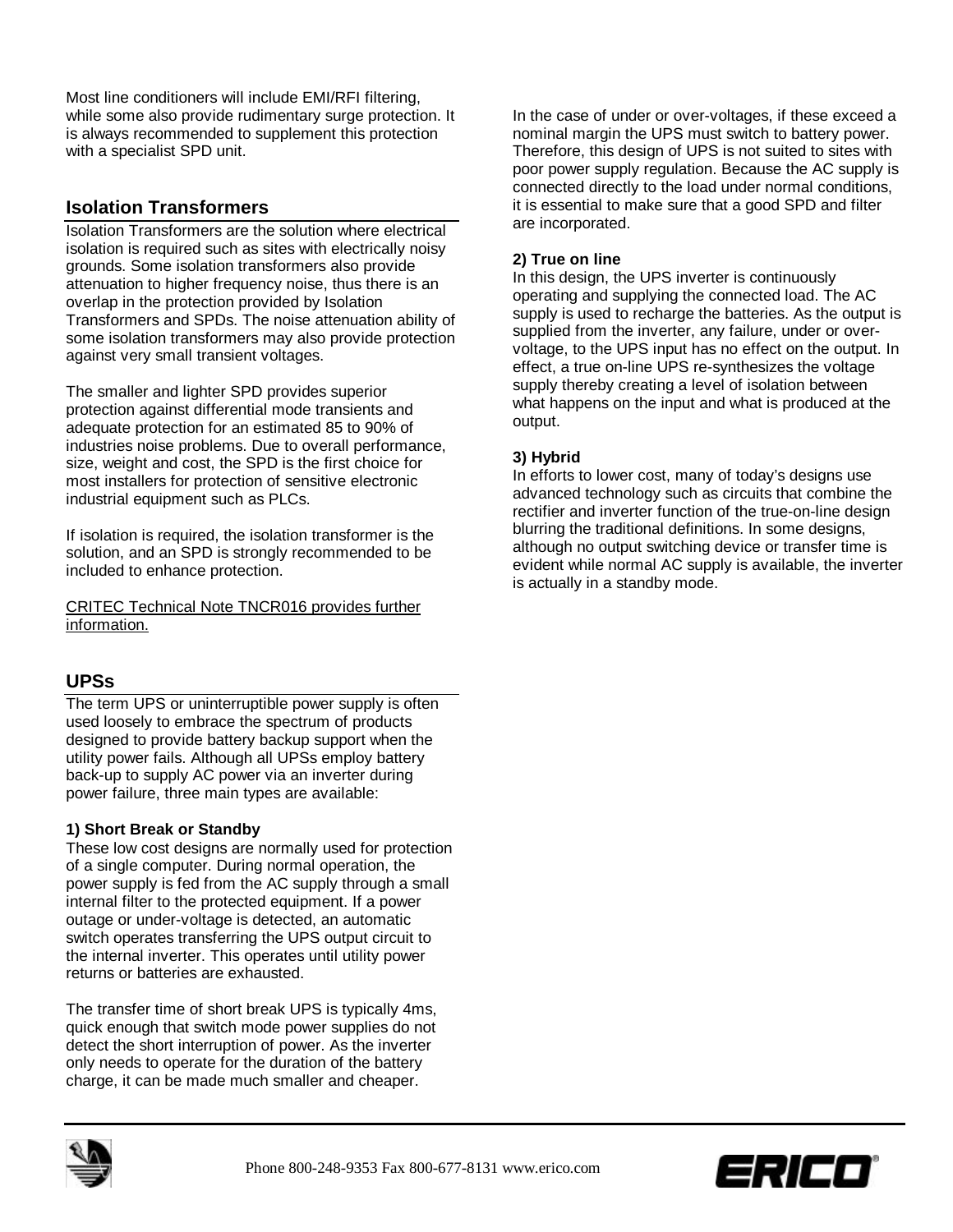Most line conditioners will include EMI/RFI filtering, while some also provide rudimentary surge protection. It is always recommended to supplement this protection with a specialist SPD unit.

## Isolation Transformers

Isolation Transformers are the solution where electrical isolation is required such as sites with electrically noisy grounds. Some isolation transformers also provide attenuation to higher frequency noise, thus there is an overlap in the protection provided by Isolation Transformers and SPDs. The noise attenuation ability of some isolation transformers may also provide protection against very small transient voltages.

The smaller and lighter SPD provides superior protection against differential mode transients and adequate protection for an estimated 85 to 90% of industries noise problems. Due to overall performance, size, weight and cost, the SPD is the first choice for most installers for protection of sensitive electronic industrial equipment such as PLCs.

If isolation is required, the isolation transformer is the solution, and an SPD is strongly recommended to be included to enhance protection.

CRITEC Technical Note TNCR016 provides further information.

## UPSs

The term UPS or uninterruptible power supply is often used loosely to embrace the spectrum of products designed to provide battery backup support when the utility power fails. Although all UPSs employ battery back-up to supply AC power via an inverter during power failure, three main types are available:

**1) Short Break or Standby**

These low cost designs are normally used for protection of a single computer. During normal operation, the power supply is fed from the AC supply through a small internal filter to the protected equipment. If a power outage or under-voltage is detected, an automatic switch operates transferring the UPS output circuit to the internal inverter. This operates until utility power returns or batteries are exhausted.

The transfer time of short break UPS is typically 4ms, quick enough that switch mode power supplies do not detect the short interruption of power. As the inverter only needs to operate for the duration of the battery charge, it can be made much smaller and cheaper.

In the case of under or over-voltages, if these exceed a nominal margin the UPS must switch to battery power. Therefore, this design of UPS is not suited to sites with poor power supply regulation. Because the AC supply is connected directly to the load under normal conditions, it is essential to make sure that a good SPD and filter are incorporated.

**2) True on line**

In this design, the UPS inverter is continuously operating and supplying the connected load. The AC supply is used to recharge the batteries. As the output is supplied from the inverter, any failure, under or over-voltage, to the UPS input has no effect on the output. In effect, a true on-line UPS re-synthesizes the voltage supply thereby creating a level of isolation between what happens on the input and what is produced at the output.

**3) Hybrid**

In efforts to lower cost, many of today's designs use advanced technology such as circuits that combine the rectifier and inverter function of the true-on-line design blurring the traditional definitions. In some designs, although no output switching device or transfer time is evident while normal AC supply is available, the inverter is actually in a standby mode.